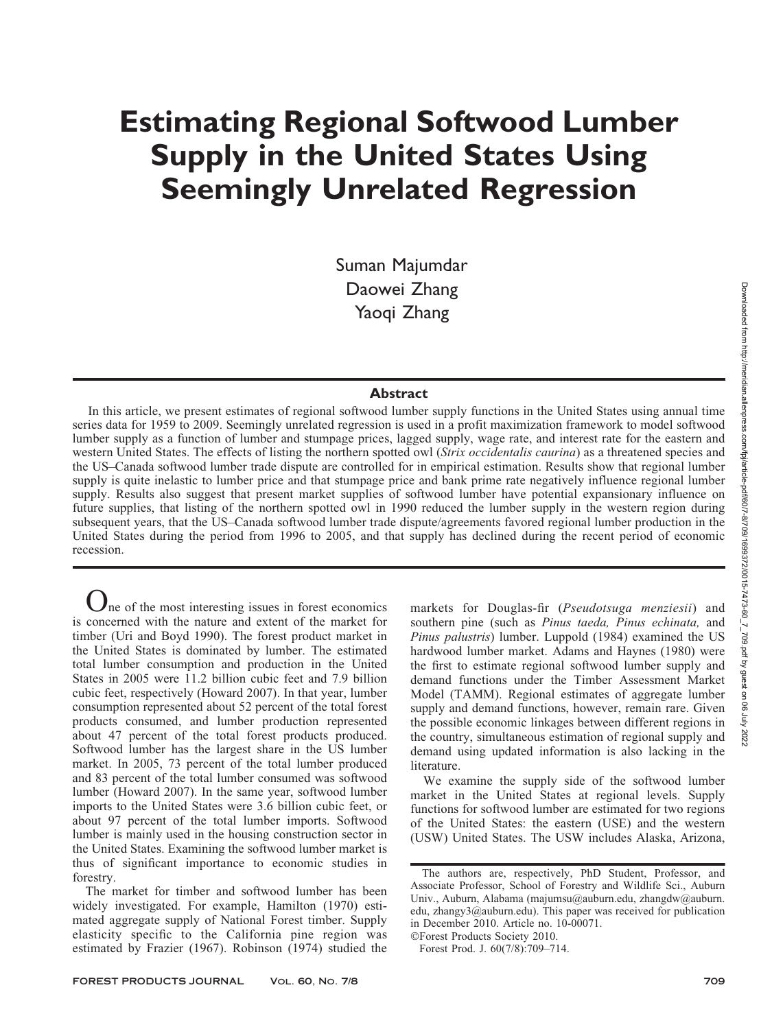# Estimating Regional Softwood Lumber Supply in the United States Using Seemingly Unrelated Regression

Suman Majumdar
Daowei Zhang
Yaoqi Zhang

## Abstract

In this article, we present estimates of regional softwood lumber supply functions in the United States using annual time series data for 1959 to 2009. Seemingly unrelated regression is used in a profit maximization framework to model softwood lumber supply as a function of lumber and stumpage prices, lagged supply, wage rate, and interest rate for the eastern and western United States. The effects of listing the northern spotted owl (*Strix occidentalis caurina*) as a threatened species and the US–Canada softwood lumber trade dispute are controlled for in empirical estimation. Results show that regional lumber supply is quite inelastic to lumber price and that stumpage price and bank prime rate negatively influence regional lumber supply. Results also suggest that present market supplies of softwood lumber have potential expansionary influence on future supplies, that listing of the northern spotted owl in 1990 reduced the lumber supply in the western region during subsequent years, that the US–Canada softwood lumber trade dispute/agreements favored regional lumber production in the United States during the period from 1996 to 2005, and that supply has declined during the recent period of economic recession.

One of the most interesting issues in forest economics is concerned with the nature and extent of the market for timber (Uri and Boyd 1990). The forest product market in the United States is dominated by lumber. The estimated total lumber consumption and production in the United States in 2005 were 11.2 billion cubic feet and 7.9 billion cubic feet, respectively (Howard 2007). In that year, lumber consumption represented about 52 percent of the total forest products consumed, and lumber production represented about 47 percent of the total forest products produced. Softwood lumber has the largest share in the US lumber market. In 2005, 73 percent of the total lumber produced and 83 percent of the total lumber consumed was softwood lumber (Howard 2007). In the same year, softwood lumber imports to the United States were 3.6 billion cubic feet, or about 97 percent of the total lumber imports. Softwood lumber is mainly used in the housing construction sector in the United States. Examining the softwood lumber market is thus of significant importance to economic studies in forestry.

The market for timber and softwood lumber has been widely investigated. For example, Hamilton (1970) estimated aggregate supply of National Forest timber. Supply elasticity specific to the California pine region was estimated by Frazier (1967). Robinson (1974) studied the markets for Douglas-fir (*Pseudotsuga menziesii*) and southern pine (such as *Pinus taeda, Pinus echinata,* and *Pinus palustris*) lumber. Luppold (1984) examined the US hardwood lumber market. Adams and Haynes (1980) were the first to estimate regional softwood lumber supply and demand functions under the Timber Assessment Market Model (TAMM). Regional estimates of aggregate lumber supply and demand functions, however, remain rare. Given the possible economic linkages between different regions in the country, simultaneous estimation of regional supply and demand using updated information is also lacking in the literature.

We examine the supply side of the softwood lumber market in the United States at regional levels. Supply functions for softwood lumber are estimated for two regions of the United States: the eastern (USE) and the western (USW) United States. The USW includes Alaska, Arizona,

The authors are, respectively, PhD Student, Professor, and Associate Professor, School of Forestry and Wildlife Sci., Auburn Univ., Auburn, Alabama (majumsu@auburn.edu, zhangdw@auburn.edu, zhangy3@auburn.edu). This paper was received for publication in December 2010. Article no. 10-00071.

©Forest Products Society 2010.

Forest Prod. J. 60(7/8):709–714.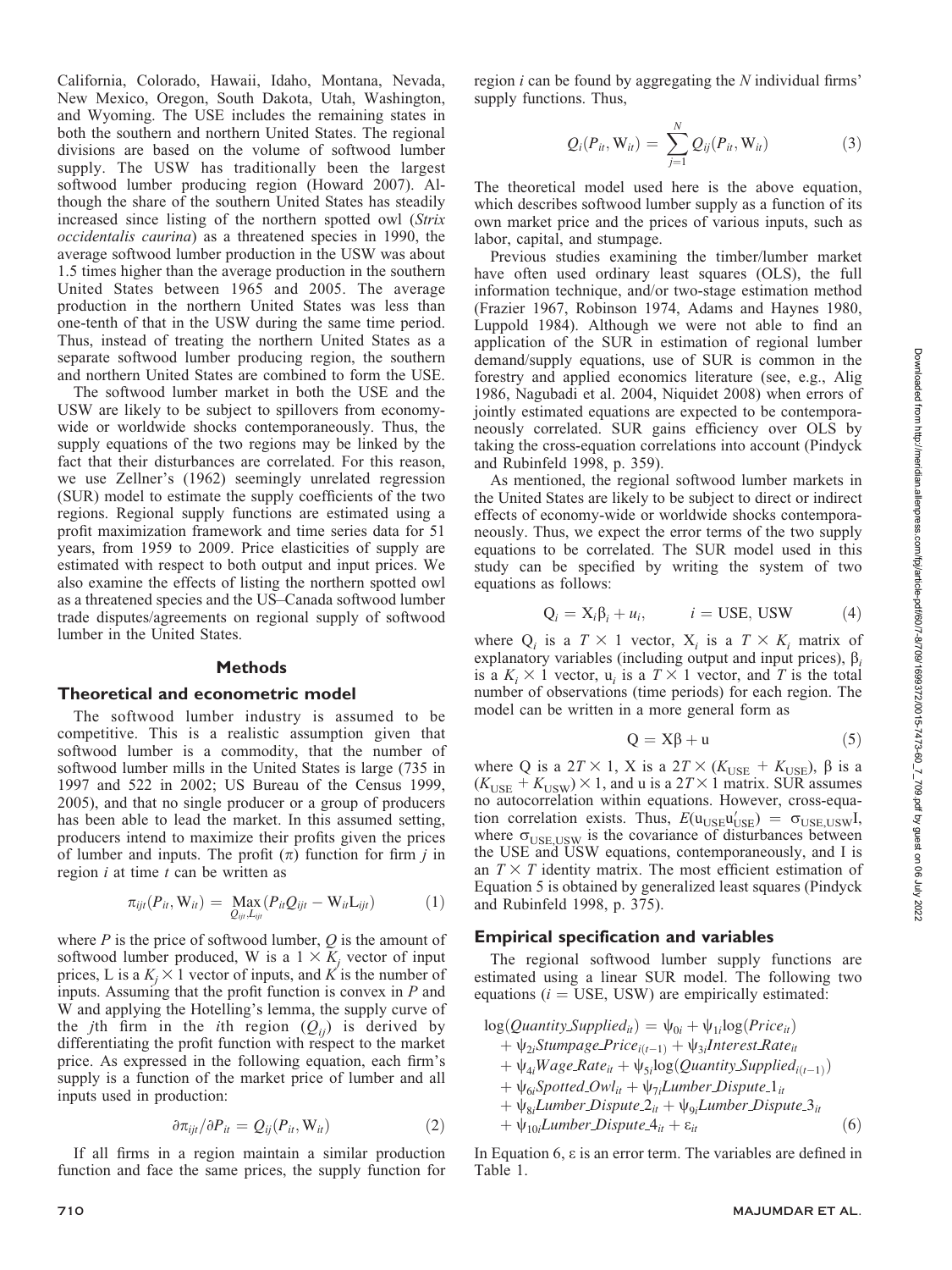California, Colorado, Hawaii, Idaho, Montana, Nevada, New Mexico, Oregon, South Dakota, Utah, Washington, and Wyoming. The USE includes the remaining states in both the southern and northern United States. The regional divisions are based on the volume of softwood lumber supply. The USW has traditionally been the largest softwood lumber producing region (Howard 2007). Although the share of the southern United States has steadily increased since listing of the northern spotted owl (*Strix occidentalis caurina*) as a threatened species in 1990, the average softwood lumber production in the USW was about 1.5 times higher than the average production in the southern United States between 1965 and 2005. The average production in the northern United States was less than one-tenth of that in the USW during the same time period. Thus, instead of treating the northern United States as a separate softwood lumber producing region, the southern and northern United States are combined to form the USE.

The softwood lumber market in both the USE and the USW are likely to be subject to spillovers from economy-wide or worldwide shocks contemporaneously. Thus, the supply equations of the two regions may be linked by the fact that their disturbances are correlated. For this reason, we use Zellner's (1962) seemingly unrelated regression (SUR) model to estimate the supply coefficients of the two regions. Regional supply functions are estimated using a profit maximization framework and time series data for 51 years, from 1959 to 2009. Price elasticities of supply are estimated with respect to both output and input prices. We also examine the effects of listing the northern spotted owl as a threatened species and the US–Canada softwood lumber trade disputes/agreements on regional supply of softwood lumber in the United States.

## Methods

### Theoretical and econometric model

The softwood lumber industry is assumed to be competitive. This is a realistic assumption given that softwood lumber is a commodity, that the number of softwood lumber mills in the United States is large (735 in 1997 and 522 in 2002; US Bureau of the Census 1999, 2005), and that no single producer or a group of producers has been able to lead the market. In this assumed setting, producers intend to maximize their profits given the prices of lumber and inputs. The profit ($\pi$) function for firm $j$ in region $i$ at time $t$ can be written as

$$\pi_{ijt}(P_{it}, \mathrm{W}_{it}) = \underset{Q_{ijt}, L_{ijt}}{\mathrm{Max}}(P_{it}Q_{ijt} - \mathrm{W}_{it}\mathrm{L}_{ijt}) \qquad (1)$$

where $P$ is the price of softwood lumber, $Q$ is the amount of softwood lumber produced, W is a $1 \times K_j$ vector of input prices, L is a $K_j \times 1$ vector of inputs, and $K$ is the number of inputs. Assuming that the profit function is convex in $P$ and W and applying the Hotelling's lemma, the supply curve of the $j$th firm in the $i$th region ($Q_{ij}$) is derived by differentiating the profit function with respect to the market price. As expressed in the following equation, each firm's supply is a function of the market price of lumber and all inputs used in production:

$$\partial\pi_{ijt}/\partial P_{it} = Q_{ij}(P_{it}, \mathrm{W}_{it}) \qquad (2)$$

If all firms in a region maintain a similar production function and face the same prices, the supply function for region $i$ can be found by aggregating the $N$ individual firms' supply functions. Thus,

$$Q_i(P_{it}, \mathrm{W}_{it}) = \sum_{j=1}^{N} Q_{ij}(P_{it}, \mathrm{W}_{it}) \qquad (3)$$

The theoretical model used here is the above equation, which describes softwood lumber supply as a function of its own market price and the prices of various inputs, such as labor, capital, and stumpage.

Previous studies examining the timber/lumber market have often used ordinary least squares (OLS), the full information technique, and/or two-stage estimation method (Frazier 1967, Robinson 1974, Adams and Haynes 1980, Luppold 1984). Although we were not able to find an application of the SUR in estimation of regional lumber demand/supply equations, use of SUR is common in the forestry and applied economics literature (see, e.g., Alig 1986, Nagubadi et al. 2004, Niquidet 2008) when errors of jointly estimated equations are expected to be contemporaneously correlated. SUR gains efficiency over OLS by taking the cross-equation correlations into account (Pindyck and Rubinfeld 1998, p. 359).

As mentioned, the regional softwood lumber markets in the United States are likely to be subject to direct or indirect effects of economy-wide or worldwide shocks contemporaneously. Thus, we expect the error terms of the two supply equations to be correlated. The SUR model used in this study can be specified by writing the system of two equations as follows:

$$\mathrm{Q}_i = \mathrm{X}_i\beta_i + u_i, \qquad i = \mathrm{USE, USW} \qquad (4)$$

where $\mathrm{Q}_i$ is a $T \times 1$ vector, $\mathrm{X}_i$ is a $T \times K_i$ matrix of explanatory variables (including output and input prices), $\beta_i$ is a $K_i \times 1$ vector, $\mathrm{u}_i$ is a $T \times 1$ vector, and $T$ is the total number of observations (time periods) for each region. The model can be written in a more general form as

$$\mathrm{Q} = \mathrm{X}\beta + \mathrm{u} \qquad (5)$$

where Q is a $2T \times 1$, X is a $2T \times (K_{\mathrm{USE}} + K_{\mathrm{USE}})$, $\beta$ is a $(K_{\mathrm{USE}} + K_{\mathrm{USW}}) \times 1$, and u is a $2T \times 1$ matrix. SUR assumes no autocorrelation within equations. However, cross-equation correlation exists. Thus, $E(\mathrm{u}_{\mathrm{USE}}\mathrm{u}'_{\mathrm{USE}}) = \sigma_{\mathrm{USE,USW}}\mathrm{I}$, where $\sigma_{\mathrm{USE,USW}}$ is the covariance of disturbances between the USE and USW equations, contemporaneously, and I is an $T \times T$ identity matrix. The most efficient estimation of Equation 5 is obtained by generalized least squares (Pindyck and Rubinfeld 1998, p. 375).

### Empirical specification and variables

The regional softwood lumber supply functions are estimated using a linear SUR model. The following two equations ($i$ = USE, USW) are empirically estimated:

$$\begin{aligned}
\log(Quantity\_Supplied_{it}) &= \psi_{0i} + \psi_{1i}\log(Price_{it}) \\
&+ \psi_{2i}Stumpage\_Price_{i(t-1)} + \psi_{3i}Interest\_Rate_{it} \\
&+ \psi_{4i}Wage\_Rate_{it} + \psi_{5i}\log(Quantity\_Supplied_{i(t-1)}) \\
&+ \psi_{6i}Spotted\_Owl_{it} + \psi_{7i}Lumber\_Dispute\_1_{it} \\
&+ \psi_{8i}Lumber\_Dispute\_2_{it} + \psi_{9i}Lumber\_Dispute\_3_{it} \\
&+ \psi_{10i}Lumber\_Dispute\_4_{it} + \varepsilon_{it}
\end{aligned} \qquad (6)$$

In Equation 6, $\varepsilon$ is an error term. The variables are defined in Table 1.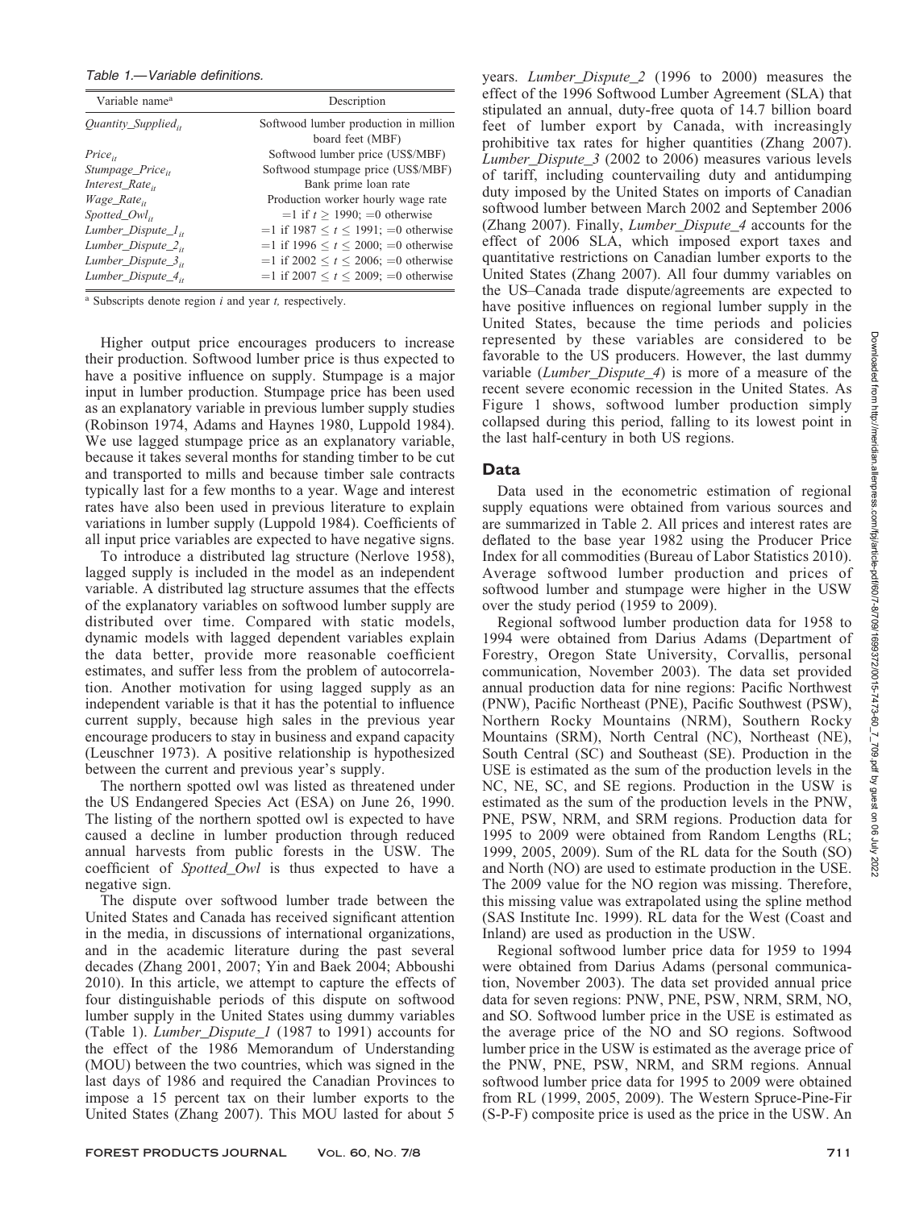Table 1.—Variable definitions.

| Variable name[a] | Description |
|---|---|
| $Quantity\_Supplied_{it}$ | Softwood lumber production in million board feet (MBF) |
| $Price_{it}$ | Softwood lumber price (US$/MBF) |
| $Stumpage\_Price_{it}$ | Softwood stumpage price (US$/MBF) |
| $Interest\_Rate_{it}$ | Bank prime loan rate |
| $Wage\_Rate_{it}$ | Production worker hourly wage rate |
| $Spotted\_Owl_{it}$ | =1 if $t \geq 1990$; =0 otherwise |
| $Lumber\_Dispute\_1_{it}$ | =1 if $1987 \leq t \leq 1991$; =0 otherwise |
| $Lumber\_Dispute\_2_{it}$ | =1 if $1996 \leq t \leq 2000$; =0 otherwise |
| $Lumber\_Dispute\_3_{it}$ | =1 if $2002 \leq t \leq 2006$; =0 otherwise |
| $Lumber\_Dispute\_4_{it}$ | =1 if $2007 \leq t \leq 2009$; =0 otherwise |

[a] Subscripts denote region $i$ and year $t$, respectively.

Higher output price encourages producers to increase their production. Softwood lumber price is thus expected to have a positive influence on supply. Stumpage is a major input in lumber production. Stumpage price has been used as an explanatory variable in previous lumber supply studies (Robinson 1974, Adams and Haynes 1980, Luppold 1984). We use lagged stumpage price as an explanatory variable, because it takes several months for standing timber to be cut and transported to mills and because timber sale contracts typically last for a few months to a year. Wage and interest rates have also been used in previous literature to explain variations in lumber supply (Luppold 1984). Coefficients of all input price variables are expected to have negative signs.

To introduce a distributed lag structure (Nerlove 1958), lagged supply is included in the model as an independent variable. A distributed lag structure assumes that the effects of the explanatory variables on softwood lumber supply are distributed over time. Compared with static models, dynamic models with lagged dependent variables explain the data better, provide more reasonable coefficient estimates, and suffer less from the problem of autocorrelation. Another motivation for using lagged supply as an independent variable is that it has the potential to influence current supply, because high sales in the previous year encourage producers to stay in business and expand capacity (Leuschner 1973). A positive relationship is hypothesized between the current and previous year's supply.

The northern spotted owl was listed as threatened under the US Endangered Species Act (ESA) on June 26, 1990. The listing of the northern spotted owl is expected to have caused a decline in lumber production through reduced annual harvests from public forests in the USW. The coefficient of *Spotted_Owl* is thus expected to have a negative sign.

The dispute over softwood lumber trade between the United States and Canada has received significant attention in the media, in discussions of international organizations, and in the academic literature during the past several decades (Zhang 2001, 2007; Yin and Baek 2004; Abboushi 2010). In this article, we attempt to capture the effects of four distinguishable periods of this dispute on softwood lumber supply in the United States using dummy variables (Table 1). *Lumber_Dispute_1* (1987 to 1991) accounts for the effect of the 1986 Memorandum of Understanding (MOU) between the two countries, which was signed in the last days of 1986 and required the Canadian Provinces to impose a 15 percent tax on their lumber exports to the United States (Zhang 2007). This MOU lasted for about 5 years. *Lumber_Dispute_2* (1996 to 2000) measures the effect of the 1996 Softwood Lumber Agreement (SLA) that stipulated an annual, duty-free quota of 14.7 billion board feet of lumber export by Canada, with increasingly prohibitive tax rates for higher quantities (Zhang 2007). *Lumber_Dispute_3* (2002 to 2006) measures various levels of tariff, including countervailing duty and antidumping duty imposed by the United States on imports of Canadian softwood lumber between March 2002 and September 2006 (Zhang 2007). Finally, *Lumber_Dispute_4* accounts for the effect of 2006 SLA, which imposed export taxes and quantitative restrictions on Canadian lumber exports to the United States (Zhang 2007). All four dummy variables on the US–Canada trade dispute/agreements are expected to have positive influences on regional lumber supply in the United States, because the time periods and policies represented by these variables are considered to be favorable to the US producers. However, the last dummy variable (*Lumber_Dispute_4*) is more of a measure of the recent severe economic recession in the United States. As Figure 1 shows, softwood lumber production simply collapsed during this period, falling to its lowest point in the last half-century in both US regions.

## Data

Data used in the econometric estimation of regional supply equations were obtained from various sources and are summarized in Table 2. All prices and interest rates are deflated to the base year 1982 using the Producer Price Index for all commodities (Bureau of Labor Statistics 2010). Average softwood lumber production and prices of softwood lumber and stumpage were higher in the USW over the study period (1959 to 2009).

Regional softwood lumber production data for 1958 to 1994 were obtained from Darius Adams (Department of Forestry, Oregon State University, Corvallis, personal communication, November 2003). The data set provided annual production data for nine regions: Pacific Northwest (PNW), Pacific Northeast (PNE), Pacific Southwest (PSW), Northern Rocky Mountains (NRM), Southern Rocky Mountains (SRM), North Central (NC), Northeast (NE), South Central (SC) and Southeast (SE). Production in the USE is estimated as the sum of the production levels in the NC, NE, SC, and SE regions. Production in the USW is estimated as the sum of the production levels in the PNW, PNE, PSW, NRM, and SRM regions. Production data for 1995 to 2009 were obtained from Random Lengths (RL; 1999, 2005, 2009). Sum of the RL data for the South (SO) and North (NO) are used to estimate production in the USE. The 2009 value for the NO region was missing. Therefore, this missing value was extrapolated using the spline method (SAS Institute Inc. 1999). RL data for the West (Coast and Inland) are used as production in the USW.

Regional softwood lumber price data for 1959 to 1994 were obtained from Darius Adams (personal communication, November 2003). The data set provided annual price data for seven regions: PNW, PNE, PSW, NRM, SRM, NO, and SO. Softwood lumber price in the USE is estimated as the average price of the NO and SO regions. Softwood lumber price in the USW is estimated as the average price of the PNW, PNE, PSW, NRM, and SRM regions. Annual softwood lumber price data for 1995 to 2009 were obtained from RL (1999, 2005, 2009). The Western Spruce-Pine-Fir (S-P-F) composite price is used as the price in the USW. An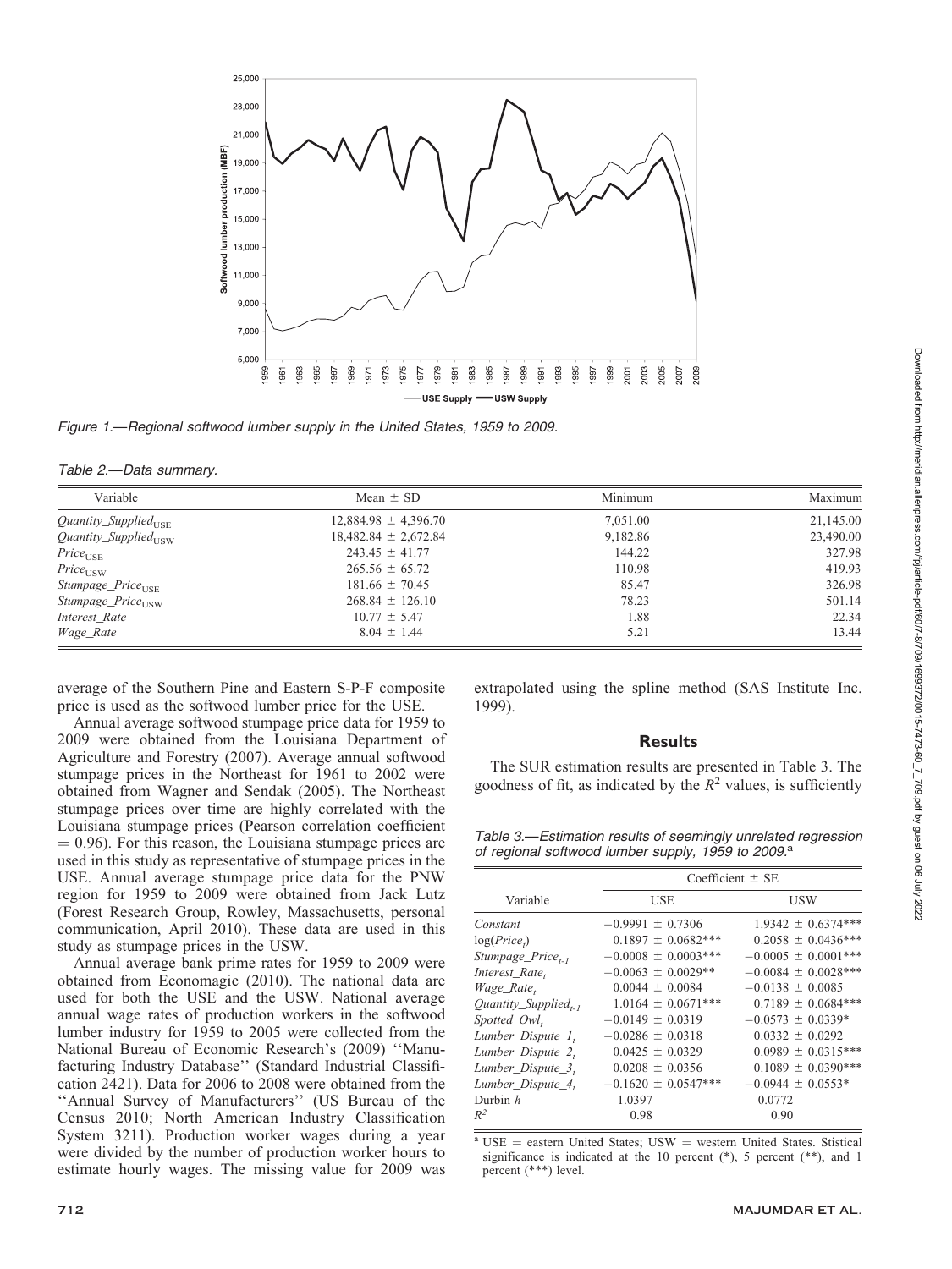Figure 1.—Regional softwood lumber supply in the United States, 1959 to 2009.

Table 2.—Data summary.

| Variable | Mean ± SD | Minimum | Maximum |
|---|---|---|---|
| $Quantity\_Supplied_{USE}$ | 12,884.98 ± 4,396.70 | 7,051.00 | 21,145.00 |
| $Quantity\_Supplied_{USW}$ | 18,482.84 ± 2,672.84 | 9,182.86 | 23,490.00 |
| $Price_{USE}$ | 243.45 ± 41.77 | 144.22 | 327.98 |
| $Price_{USW}$ | 265.56 ± 65.72 | 110.98 | 419.93 |
| $Stumpage\_Price_{USE}$ | 181.66 ± 70.45 | 85.47 | 326.98 |
| $Stumpage\_Price_{USW}$ | 268.84 ± 126.10 | 78.23 | 501.14 |
| *Interest_Rate* | 10.77 ± 5.47 | 1.88 | 22.34 |
| *Wage_Rate* | 8.04 ± 1.44 | 5.21 | 13.44 |

average of the Southern Pine and Eastern S-P-F composite price is used as the softwood lumber price for the USE.

Annual average softwood stumpage price data for 1959 to 2009 were obtained from the Louisiana Department of Agriculture and Forestry (2007). Average annual softwood stumpage prices in the Northeast for 1961 to 2002 were obtained from Wagner and Sendak (2005). The Northeast stumpage prices over time are highly correlated with the Louisiana stumpage prices (Pearson correlation coefficient = 0.96). For this reason, the Louisiana stumpage prices are used in this study as representative of stumpage prices in the USE. Annual average stumpage price data for the PNW region for 1959 to 2009 were obtained from Jack Lutz (Forest Research Group, Rowley, Massachusetts, personal communication, April 2010). These data are used in this study as stumpage prices in the USW.

Annual average bank prime rates for 1959 to 2009 were obtained from Economagic (2010). The national data are used for both the USE and the USW. National average annual wage rates of production workers in the softwood lumber industry for 1959 to 2005 were collected from the National Bureau of Economic Research's (2009) ''Manufacturing Industry Database'' (Standard Industrial Classification 2421). Data for 2006 to 2008 were obtained from the ''Annual Survey of Manufacturers'' (US Bureau of the Census 2010; North American Industry Classification System 3211). Production worker wages during a year were divided by the number of production worker hours to estimate hourly wages. The missing value for 2009 was extrapolated using the spline method (SAS Institute Inc. 1999).

## Results

The SUR estimation results are presented in Table 3. The goodness of fit, as indicated by the $R^2$ values, is sufficiently

Table 3.—Estimation results of seemingly unrelated regression of regional softwood lumber supply, 1959 to 2009.[a]

| Variable | Coefficient ± SE | |
|---|---|---|
| | USE | USW |
| *Constant* | −0.9991 ± 0.7306 | 1.9342 ± 0.6374*** |
| $\log(Price_t)$ | 0.1897 ± 0.0682*** | 0.2058 ± 0.0436*** |
| $Stumpage\_Price_{t-1}$ | −0.0008 ± 0.0003*** | −0.0005 ± 0.0001*** |
| $Interest\_Rate_t$ | −0.0063 ± 0.0029** | −0.0084 ± 0.0028*** |
| $Wage\_Rate_t$ | 0.0044 ± 0.0084 | −0.0138 ± 0.0085 |
| $Quantity\_Supplied_{t-1}$ | 1.0164 ± 0.0671*** | 0.7189 ± 0.0684*** |
| $Spotted\_Owl_t$ | −0.0149 ± 0.0319 | −0.0573 ± 0.0339* |
| $Lumber\_Dispute\_1_t$ | −0.0286 ± 0.0318 | 0.0332 ± 0.0292 |
| $Lumber\_Dispute\_2_t$ | 0.0425 ± 0.0329 | 0.0989 ± 0.0315*** |
| $Lumber\_Dispute\_3_t$ | 0.0208 ± 0.0356 | 0.1089 ± 0.0390*** |
| $Lumber\_Dispute\_4_t$ | −0.1620 ± 0.0547*** | −0.0944 ± 0.0553* |
| Durbin *h* | 1.0397 | 0.0772 |
| $R^2$ | 0.98 | 0.90 |

[a] USE = eastern United States; USW = western United States. Stistical significance is indicated at the 10 percent (*), 5 percent (**), and 1 percent (***) level.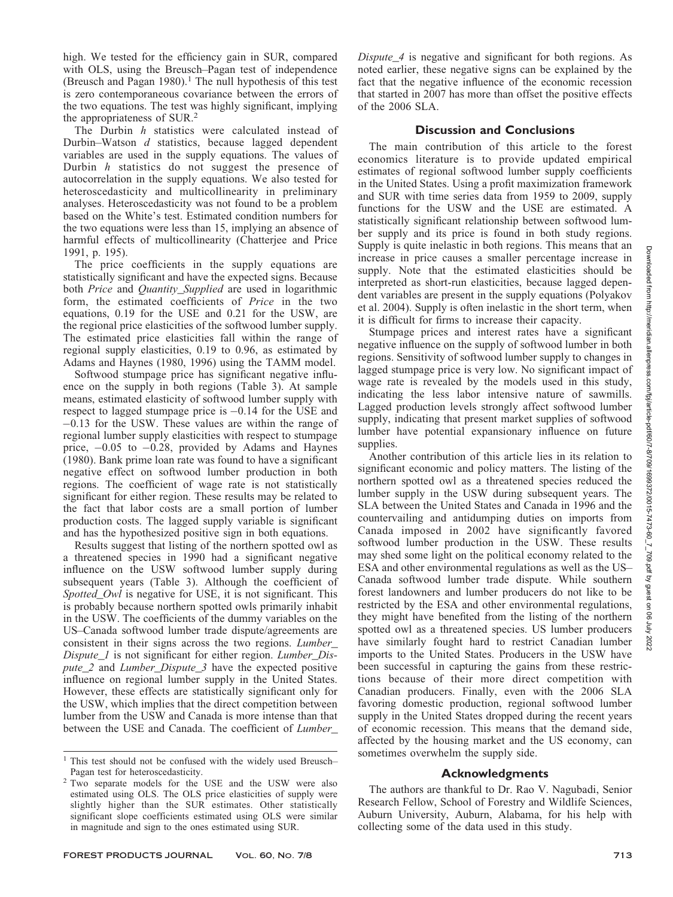high. We tested for the efficiency gain in SUR, compared with OLS, using the Breusch–Pagan test of independence (Breusch and Pagan 1980).[1] The null hypothesis of this test is zero contemporaneous covariance between the errors of the two equations. The test was highly significant, implying the appropriateness of SUR.[2]

The Durbin $h$ statistics were calculated instead of Durbin–Watson $d$ statistics, because lagged dependent variables are used in the supply equations. The values of Durbin $h$ statistics do not suggest the presence of autocorrelation in the supply equations. We also tested for heteroscedasticity and multicollinearity in preliminary analyses. Heteroscedasticity was not found to be a problem based on the White's test. Estimated condition numbers for the two equations were less than 15, implying an absence of harmful effects of multicollinearity (Chatterjee and Price 1991, p. 195).

The price coefficients in the supply equations are statistically significant and have the expected signs. Because both *Price* and *Quantity_Supplied* are used in logarithmic form, the estimated coefficients of *Price* in the two equations, 0.19 for the USE and 0.21 for the USW, are the regional price elasticities of the softwood lumber supply. The estimated price elasticities fall within the range of regional supply elasticities, 0.19 to 0.96, as estimated by Adams and Haynes (1980, 1996) using the TAMM model.

Softwood stumpage price has significant negative influence on the supply in both regions (Table 3). At sample means, estimated elasticity of softwood lumber supply with respect to lagged stumpage price is −0.14 for the USE and −0.13 for the USW. These values are within the range of regional lumber supply elasticities with respect to stumpage price, −0.05 to −0.28, provided by Adams and Haynes (1980). Bank prime loan rate was found to have a significant negative effect on softwood lumber production in both regions. The coefficient of wage rate is not statistically significant for either region. These results may be related to the fact that labor costs are a small portion of lumber production costs. The lagged supply variable is significant and has the hypothesized positive sign in both equations.

Results suggest that listing of the northern spotted owl as a threatened species in 1990 had a significant negative influence on the USW softwood lumber supply during subsequent years (Table 3). Although the coefficient of *Spotted_Owl* is negative for USE, it is not significant. This is probably because northern spotted owls primarily inhabit in the USW. The coefficients of the dummy variables on the US–Canada softwood lumber trade dispute/agreements are consistent in their signs across the two regions. *Lumber_Dispute_1* is not significant for either region. *Lumber_Dispute_2* and *Lumber_Dispute_3* have the expected positive influence on regional lumber supply in the United States. However, these effects are statistically significant only for the USW, which implies that the direct competition between lumber from the USW and Canada is more intense than that between the USE and Canada. The coefficient of *Lumber_Dispute_4* is negative and significant for both regions. As noted earlier, these negative signs can be explained by the fact that the negative influence of the economic recession that started in 2007 has more than offset the positive effects of the 2006 SLA.

## Discussion and Conclusions

The main contribution of this article to the forest economics literature is to provide updated empirical estimates of regional softwood lumber supply coefficients in the United States. Using a profit maximization framework and SUR with time series data from 1959 to 2009, supply functions for the USW and the USE are estimated. A statistically significant relationship between softwood lumber supply and its price is found in both study regions. Supply is quite inelastic in both regions. This means that an increase in price causes a smaller percentage increase in supply. Note that the estimated elasticities should be interpreted as short-run elasticities, because lagged dependent variables are present in the supply equations (Polyakov et al. 2004). Supply is often inelastic in the short term, when it is difficult for firms to increase their capacity.

Stumpage prices and interest rates have a significant negative influence on the supply of softwood lumber in both regions. Sensitivity of softwood lumber supply to changes in lagged stumpage price is very low. No significant impact of wage rate is revealed by the models used in this study, indicating the less labor intensive nature of sawmills. Lagged production levels strongly affect softwood lumber supply, indicating that present market supplies of softwood lumber have potential expansionary influence on future supplies.

Another contribution of this article lies in its relation to significant economic and policy matters. The listing of the northern spotted owl as a threatened species reduced the lumber supply in the USW during subsequent years. The SLA between the United States and Canada in 1996 and the countervailing and antidumping duties on imports from Canada imposed in 2002 have significantly favored softwood lumber production in the USW. These results may shed some light on the political economy related to the ESA and other environmental regulations as well as the US–Canada softwood lumber trade dispute. While southern forest landowners and lumber producers do not like to be restricted by the ESA and other environmental regulations, they might have benefited from the listing of the northern spotted owl as a threatened species. US lumber producers have similarly fought hard to restrict Canadian lumber imports to the United States. Producers in the USW have been successful in capturing the gains from these restrictions because of their more direct competition with Canadian producers. Finally, even with the 2006 SLA favoring domestic production, regional softwood lumber supply in the United States dropped during the recent years of economic recession. This means that the demand side, affected by the housing market and the US economy, can sometimes overwhelm the supply side.

## Acknowledgments

The authors are thankful to Dr. Rao V. Nagubadi, Senior Research Fellow, School of Forestry and Wildlife Sciences, Auburn University, Auburn, Alabama, for his help with collecting some of the data used in this study.

---

[1] This test should not be confused with the widely used Breusch–Pagan test for heteroscedasticity.

[2] Two separate models for the USE and the USW were also estimated using OLS. The OLS price elasticities of supply were slightly higher than the SUR estimates. Other statistically significant slope coefficients estimated using OLS were similar in magnitude and sign to the ones estimated using SUR.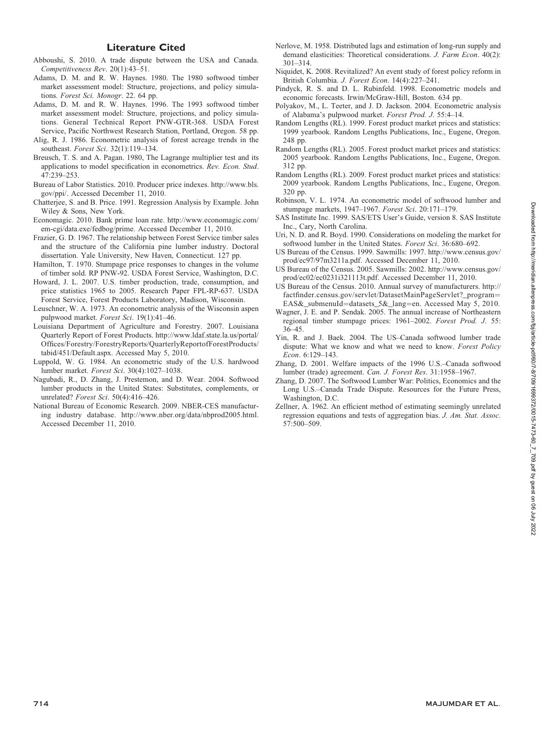## Literature Cited

Abboushi, S. 2010. A trade dispute between the USA and Canada. *Competitiveness Rev*. 20(1):43–51.

Adams, D. M. and R. W. Haynes. 1980. The 1980 softwood timber market assessment model: Structure, projections, and policy simulations. *Forest Sci. Monogr*. 22. 64 pp.

Adams, D. M. and R. W. Haynes. 1996. The 1993 softwood timber market assessment model: Structure, projections, and policy simulations. General Technical Report PNW-GTR-368. USDA Forest Service, Pacific Northwest Research Station, Portland, Oregon. 58 pp.

Alig, R. J. 1986. Econometric analysis of forest acreage trends in the southeast. *Forest Sci*. 32(1):119–134.

Breusch, T. S. and A. Pagan. 1980, The Lagrange multiplier test and its applications to model specification in econometrics. *Rev. Econ. Stud*. 47:239–253.

Bureau of Labor Statistics. 2010. Producer price indexes. http://www.bls.gov/ppi/. Accessed December 11, 2010.

Chatterjee, S. and B. Price. 1991. Regression Analysis by Example. John Wiley & Sons, New York.

Economagic. 2010. Bank prime loan rate. http://www.economagic.com/em-cgi/data.exe/fedbog/prime. Accessed December 11, 2010.

Frazier, G. D. 1967. The relationship between Forest Service timber sales and the structure of the California pine lumber industry. Doctoral dissertation. Yale University, New Haven, Connecticut. 127 pp.

Hamilton, T. 1970. Stumpage price responses to changes in the volume of timber sold. RP PNW-92. USDA Forest Service, Washington, D.C.

Howard, J. L. 2007. U.S. timber production, trade, consumption, and price statistics 1965 to 2005. Research Paper FPL-RP-637. USDA Forest Service, Forest Products Laboratory, Madison, Wisconsin.

Leuschner, W. A. 1973. An econometric analysis of the Wisconsin aspen pulpwood market. *Forest Sci*. 19(1):41–46.

Louisiana Department of Agriculture and Forestry. 2007. Louisiana Quarterly Report of Forest Products. http://www.ldaf.state.la.us/portal/Offices/Forestry/ForestryReports/QuarterlyReportofForestProducts/tabid/451/Default.aspx. Accessed May 5, 2010.

Luppold, W. G. 1984. An econometric study of the U.S. hardwood lumber market. *Forest Sci*. 30(4):1027–1038.

Nagubadi, R., D. Zhang, J. Prestemon, and D. Wear. 2004. Softwood lumber products in the United States: Substitutes, complements, or unrelated? *Forest Sci*. 50(4):416–426.

National Bureau of Economic Research. 2009. NBER-CES manufacturing industry database. http://www.nber.org/data/nbprod2005.html. Accessed December 11, 2010.

Nerlove, M. 1958. Distributed lags and estimation of long-run supply and demand elasticities: Theoretical considerations. *J. Farm Econ*. 40(2): 301–314.

Niquidet, K. 2008. Revitalized? An event study of forest policy reform in British Columbia. *J. Forest Econ*. 14(4):227–241.

Pindyck, R. S. and D. L. Rubinfeld. 1998. Econometric models and economic forecasts. Irwin/McGraw-Hill, Boston. 634 pp.

Polyakov, M., L. Teeter, and J. D. Jackson. 2004. Econometric analysis of Alabama's pulpwood market. *Forest Prod. J*. 55:4–14.

Random Lengths (RL). 1999. Forest product market prices and statistics: 1999 yearbook. Random Lengths Publications, Inc., Eugene, Oregon. 248 pp.

Random Lengths (RL). 2005. Forest product market prices and statistics: 2005 yearbook. Random Lengths Publications, Inc., Eugene, Oregon. 312 pp.

Random Lengths (RL). 2009. Forest product market prices and statistics: 2009 yearbook. Random Lengths Publications, Inc., Eugene, Oregon. 320 pp.

Robinson, V. L. 1974. An econometric model of softwood lumber and stumpage markets, 1947–1967. *Forest Sci*. 20:171–179.

SAS Institute Inc. 1999. SAS/ETS User's Guide, version 8. SAS Institute Inc., Cary, North Carolina.

Uri, N. D. and R. Boyd. 1990. Considerations on modeling the market for softwood lumber in the United States. *Forest Sci*. 36:680–692.

US Bureau of the Census. 1999. Sawmills: 1997. http://www.census.gov/prod/ec97/97m3211a.pdf. Accessed December 11, 2010.

US Bureau of the Census. 2005. Sawmills: 2002. http://www.census.gov/prod/ec02/ec0231i321113t.pdf. Accessed December 11, 2010.

US Bureau of the Census. 2010. Annual survey of manufacturers. http://factfinder.census.gov/servlet/DatasetMainPageServlet?_program=EAS&_submenuId=datasets_5&_lang=en. Accessed May 5, 2010.

Wagner, J. E. and P. Sendak. 2005. The annual increase of Northeastern regional timber stumpage prices: 1961–2002. *Forest Prod. J*. 55: 36–45.

Yin, R. and J. Baek. 2004. The US–Canada softwood lumber trade dispute: What we know and what we need to know. *Forest Policy Econ*. 6:129–143.

Zhang, D. 2001. Welfare impacts of the 1996 U.S.–Canada softwood lumber (trade) agreement. *Can. J. Forest Res*. 31:1958–1967.

Zhang, D. 2007. The Softwood Lumber War: Politics, Economics and the Long U.S.–Canada Trade Dispute. Resources for the Future Press, Washington, D.C.

Zellner, A. 1962. An efficient method of estimating seemingly unrelated regression equations and tests of aggregation bias. *J. Am. Stat. Assoc*. 57:500–509.